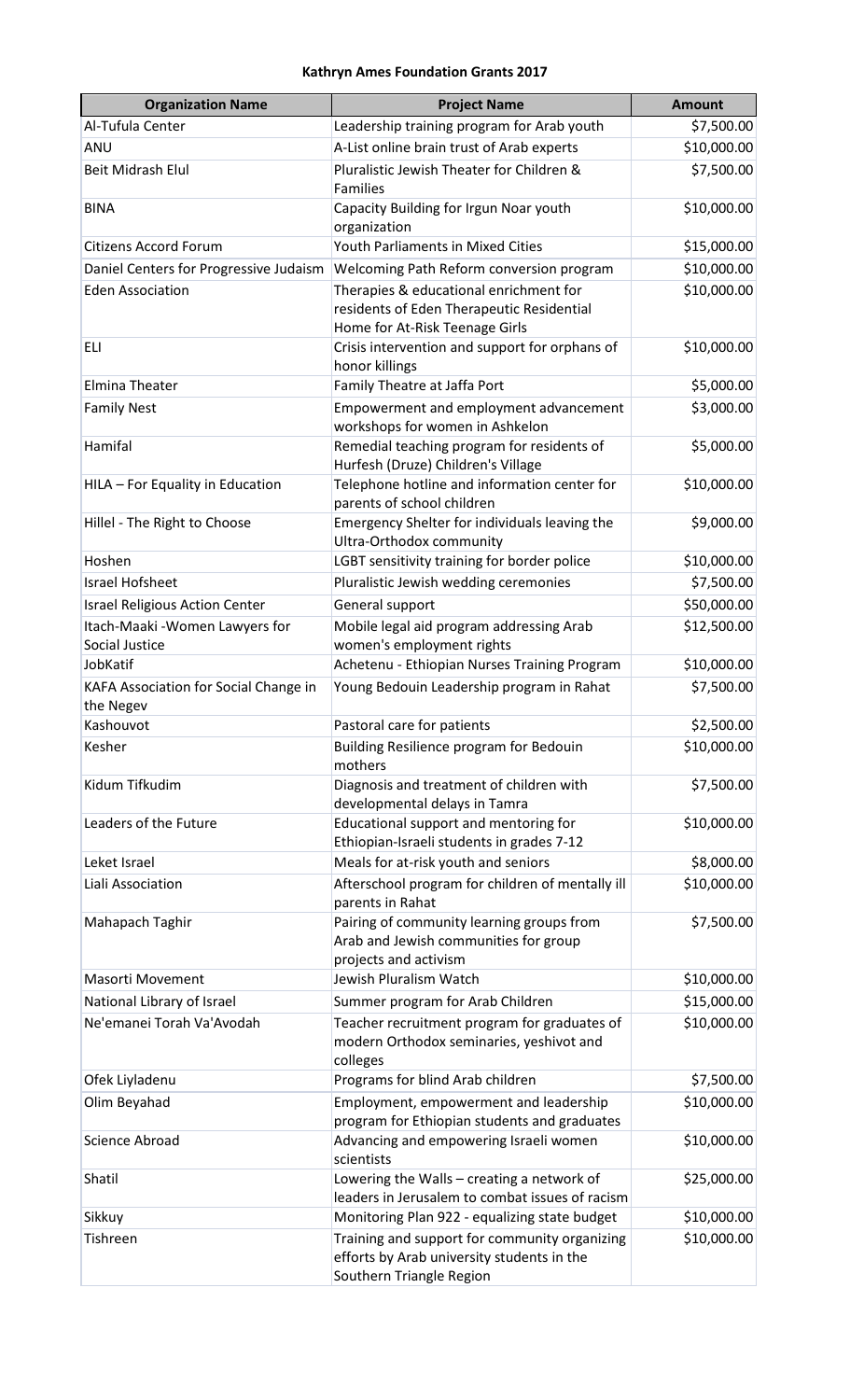# Kathryn Ames Foundation Grants 2017

| Organization Name | Project Name | Amount |
|---|---|---|
| Al-Tufula Center | Leadership training program for Arab youth | $7,500.00 |
| ANU | A-List online brain trust of Arab experts | $10,000.00 |
| Beit Midrash Elul | Pluralistic Jewish Theater for Children & Families | $7,500.00 |
| BINA | Capacity Building for Irgun Noar youth organization | $10,000.00 |
| Citizens Accord Forum | Youth Parliaments in Mixed Cities | $15,000.00 |
| Daniel Centers for Progressive Judaism | Welcoming Path Reform conversion program | $10,000.00 |
| Eden Association | Therapies & educational enrichment for residents of Eden Therapeutic Residential Home for At-Risk Teenage Girls | $10,000.00 |
| ELI | Crisis intervention and support for orphans of honor killings | $10,000.00 |
| Elmina Theater | Family Theatre at Jaffa Port | $5,000.00 |
| Family Nest | Empowerment and employment advancement workshops for women in Ashkelon | $3,000.00 |
| Hamifal | Remedial teaching program for residents of Hurfesh (Druze) Children's Village | $5,000.00 |
| HILA – For Equality in Education | Telephone hotline and information center for parents of school children | $10,000.00 |
| Hillel - The Right to Choose | Emergency Shelter for individuals leaving the Ultra-Orthodox community | $9,000.00 |
| Hoshen | LGBT sensitivity training for border police | $10,000.00 |
| Israel Hofsheet | Pluralistic Jewish wedding ceremonies | $7,500.00 |
| Israel Religious Action Center | General support | $50,000.00 |
| Itach-Maaki -Women Lawyers for Social Justice | Mobile legal aid program addressing Arab women's employment rights | $12,500.00 |
| JobKatif | Achetenu - Ethiopian Nurses Training Program | $10,000.00 |
| KAFA Association for Social Change in the Negev | Young Bedouin Leadership program in Rahat | $7,500.00 |
| Kashouvot | Pastoral care for patients | $2,500.00 |
| Kesher | Building Resilience program for Bedouin mothers | $10,000.00 |
| Kidum Tifkudim | Diagnosis and treatment of children with developmental delays in Tamra | $7,500.00 |
| Leaders of the Future | Educational support and mentoring for Ethiopian-Israeli students in grades 7-12 | $10,000.00 |
| Leket Israel | Meals for at-risk youth and seniors | $8,000.00 |
| Liali Association | Afterschool program for children of mentally ill parents in Rahat | $10,000.00 |
| Mahapach Taghir | Pairing of community learning groups from Arab and Jewish communities for group projects and activism | $7,500.00 |
| Masorti Movement | Jewish Pluralism Watch | $10,000.00 |
| National Library of Israel | Summer program for Arab Children | $15,000.00 |
| Ne'emanei Torah Va'Avodah | Teacher recruitment program for graduates of modern Orthodox seminaries, yeshivot and colleges | $10,000.00 |
| Ofek Liyladenu | Programs for blind Arab children | $7,500.00 |
| Olim Beyahad | Employment, empowerment and leadership program for Ethiopian students and graduates | $10,000.00 |
| Science Abroad | Advancing and empowering Israeli women scientists | $10,000.00 |
| Shatil | Lowering the Walls – creating a network of leaders in Jerusalem to combat issues of racism | $25,000.00 |
| Sikkuy | Monitoring Plan 922 - equalizing state budget | $10,000.00 |
| Tishreen | Training and support for community organizing efforts by Arab university students in the Southern Triangle Region | $10,000.00 |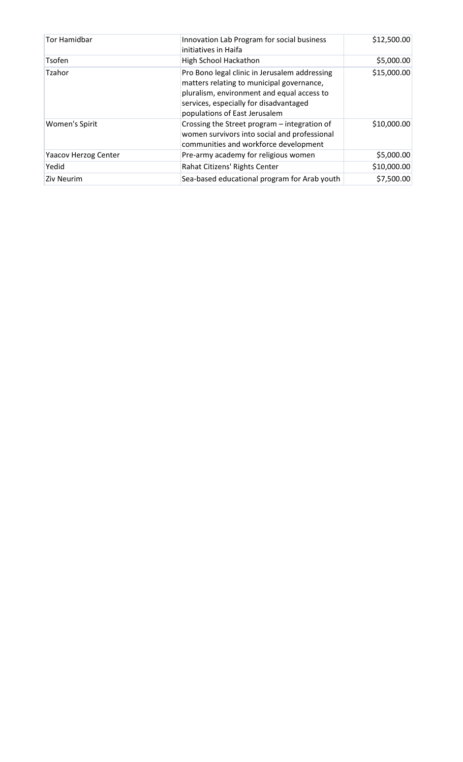| | | |
|---|---|---|
| Tor Hamidbar | Innovation Lab Program for social business initiatives in Haifa | $12,500.00 |
| Tsofen | High School Hackathon | $5,000.00 |
| Tzahor | Pro Bono legal clinic in Jerusalem addressing matters relating to municipal governance, pluralism, environment and equal access to services, especially for disadvantaged populations of East Jerusalem | $15,000.00 |
| Women's Spirit | Crossing the Street program – integration of women survivors into social and professional communities and workforce development | $10,000.00 |
| Yaacov Herzog Center | Pre-army academy for religious women | $5,000.00 |
| Yedid | Rahat Citizens' Rights Center | $10,000.00 |
| Ziv Neurim | Sea-based educational program for Arab youth | $7,500.00 |